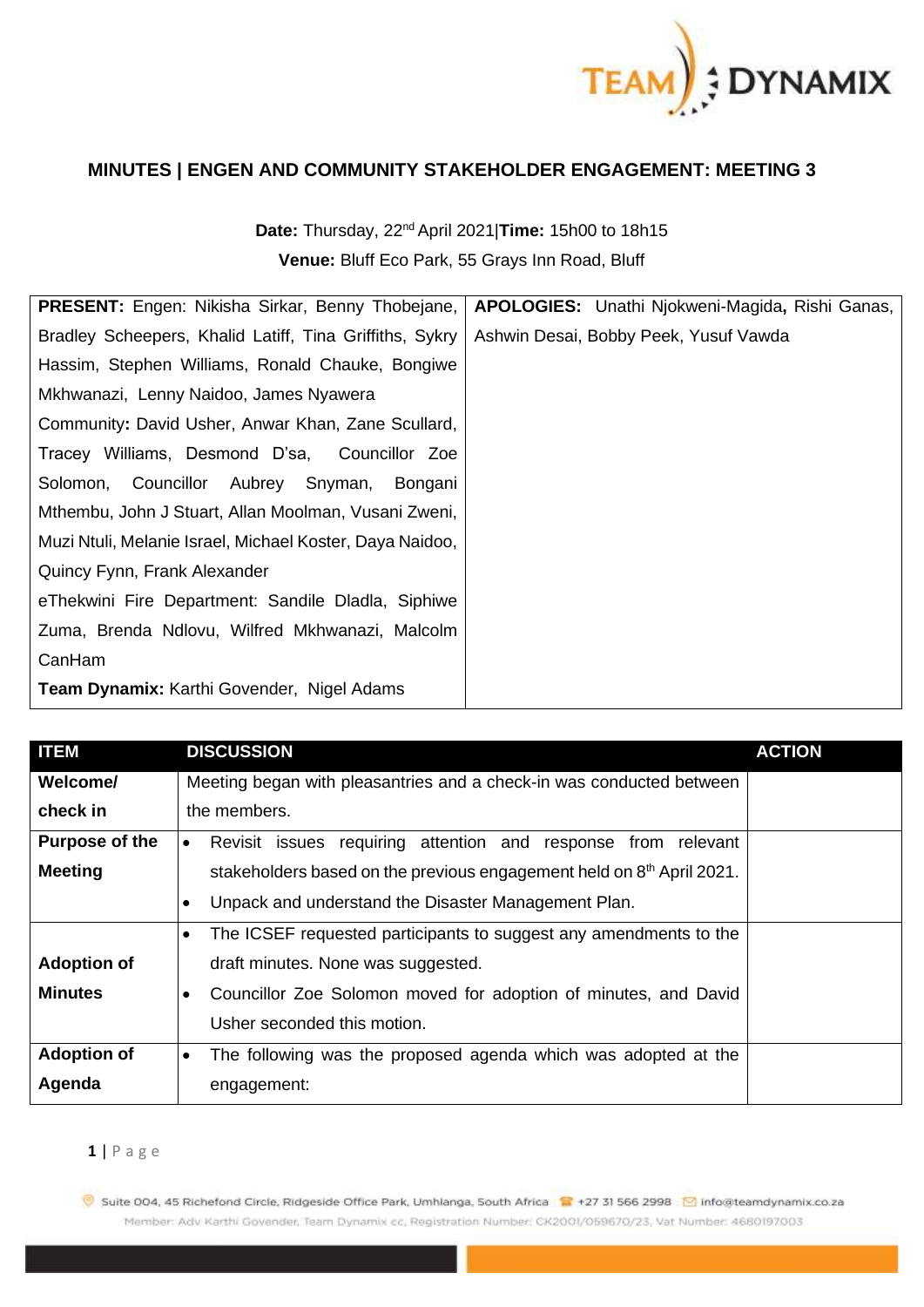# MINUTES | ENGEN AND COMMUNITY STAKEHOLDER ENGAGEMENT: MEETING 3

**Date:** Thursday, 22nd April 2021|**Time:** 15h00 to 18h15

**Venue:** Bluff Eco Park, 55 Grays Inn Road, Bluff

| **PRESENT:** Engen: Nikisha Sirkar, Benny Thobejane, Bradley Scheepers, Khalid Latiff, Tina Griffiths, Sykry Hassim, Stephen Williams, Ronald Chauke, Bongiwe Mkhwanazi, Lenny Naidoo, James Nyawera<br>Community**:** David Usher, Anwar Khan, Zane Scullard, Tracey Williams, Desmond D'sa, Councillor Zoe Solomon, Councillor Aubrey Snyman, Bongani Mthembu, John J Stuart, Allan Moolman, Vusani Zweni, Muzi Ntuli, Melanie Israel, Michael Koster, Daya Naidoo, Quincy Fynn, Frank Alexander<br>eThekwini Fire Department: Sandile Dladla, Siphiwe Zuma, Brenda Ndlovu, Wilfred Mkhwanazi, Malcolm CanHam<br>**Team Dynamix:** Karthi Govender, Nigel Adams | **APOLOGIES:** Unathi Njokweni-Magida**,** Rishi Ganas, Ashwin Desai, Bobby Peek, Yusuf Vawda |
|---|---|

| ITEM | DISCUSSION | ACTION |
|---|---|---|
| **Welcome/ check in** | Meeting began with pleasantries and a check-in was conducted between the members. | |
| **Purpose of the Meeting** | • Revisit issues requiring attention and response from relevant stakeholders based on the previous engagement held on 8th April 2021.<br>• Unpack and understand the Disaster Management Plan. | |
| **Adoption of Minutes** | • The ICSEF requested participants to suggest any amendments to the draft minutes. None was suggested.<br>• Councillor Zoe Solomon moved for adoption of minutes, and David Usher seconded this motion. | |
| **Adoption of Agenda** | • The following was the proposed agenda which was adopted at the engagement: | |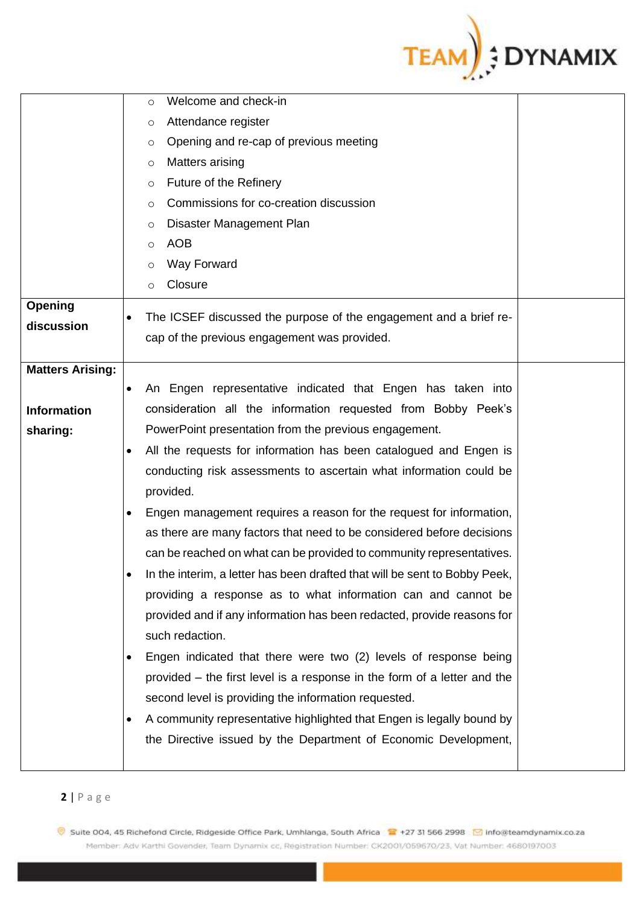| | | |
|---|---|---|
| | ○ Welcome and check-in<br>○ Attendance register<br>○ Opening and re-cap of previous meeting<br>○ Matters arising<br>○ Future of the Refinery<br>○ Commissions for co-creation discussion<br>○ Disaster Management Plan<br>○ AOB<br>○ Way Forward<br>○ Closure | |
| **Opening discussion** | • The ICSEF discussed the purpose of the engagement and a brief re-cap of the previous engagement was provided. | |
| **Matters Arising:**<br><br>**Information sharing:** | • An Engen representative indicated that Engen has taken into consideration all the information requested from Bobby Peek's PowerPoint presentation from the previous engagement.<br>• All the requests for information has been catalogued and Engen is conducting risk assessments to ascertain what information could be provided.<br>• Engen management requires a reason for the request for information, as there are many factors that need to be considered before decisions can be reached on what can be provided to community representatives.<br>• In the interim, a letter has been drafted that will be sent to Bobby Peek, providing a response as to what information can and cannot be provided and if any information has been redacted, provide reasons for such redaction.<br>• Engen indicated that there were two (2) levels of response being provided – the first level is a response in the form of a letter and the second level is providing the information requested.<br>• A community representative highlighted that Engen is legally bound by the Directive issued by the Department of Economic Development, | |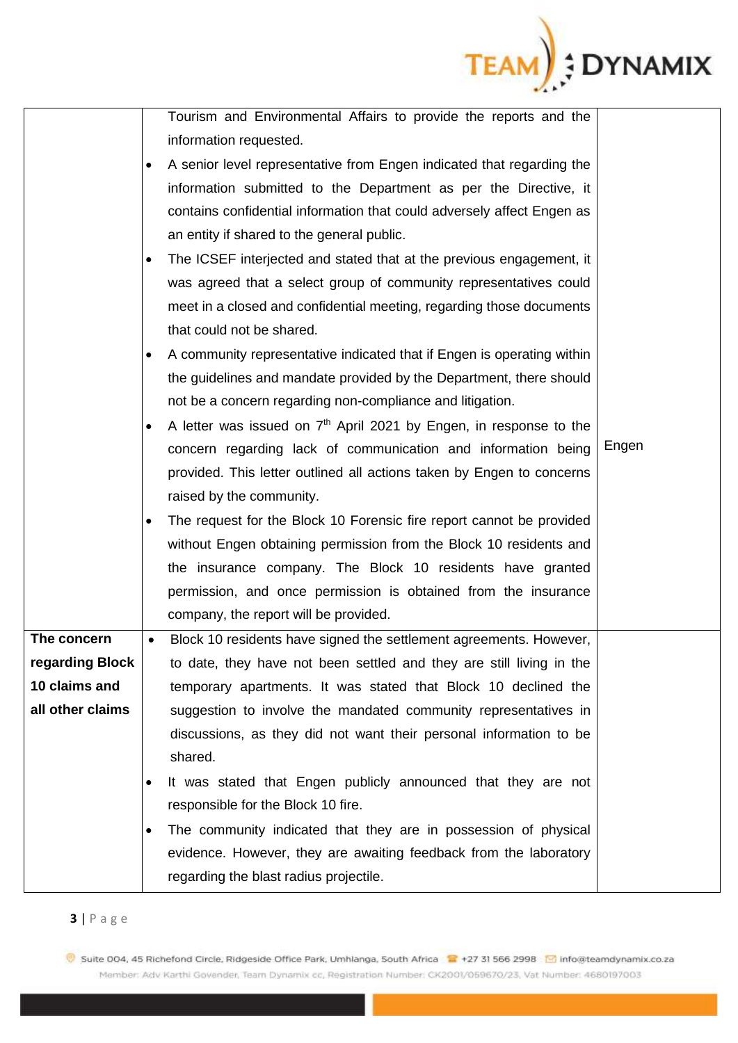| | | |
|---|---|---|
| | Tourism and Environmental Affairs to provide the reports and the information requested.<br>• A senior level representative from Engen indicated that regarding the information submitted to the Department as per the Directive, it contains confidential information that could adversely affect Engen as an entity if shared to the general public.<br>• The ICSEF interjected and stated that at the previous engagement, it was agreed that a select group of community representatives could meet in a closed and confidential meeting, regarding those documents that could not be shared.<br>• A community representative indicated that if Engen is operating within the guidelines and mandate provided by the Department, there should not be a concern regarding non-compliance and litigation.<br>• A letter was issued on 7th April 2021 by Engen, in response to the concern regarding lack of communication and information being provided. This letter outlined all actions taken by Engen to concerns raised by the community.<br>• The request for the Block 10 Forensic fire report cannot be provided without Engen obtaining permission from the Block 10 residents and the insurance company. The Block 10 residents have granted permission, and once permission is obtained from the insurance company, the report will be provided. | Engen |
| **The concern regarding Block 10 claims and all other claims** | • Block 10 residents have signed the settlement agreements. However, to date, they have not been settled and they are still living in the temporary apartments. It was stated that Block 10 declined the suggestion to involve the mandated community representatives in discussions, as they did not want their personal information to be shared.<br>• It was stated that Engen publicly announced that they are not responsible for the Block 10 fire.<br>• The community indicated that they are in possession of physical evidence. However, they are awaiting feedback from the laboratory regarding the blast radius projectile. | |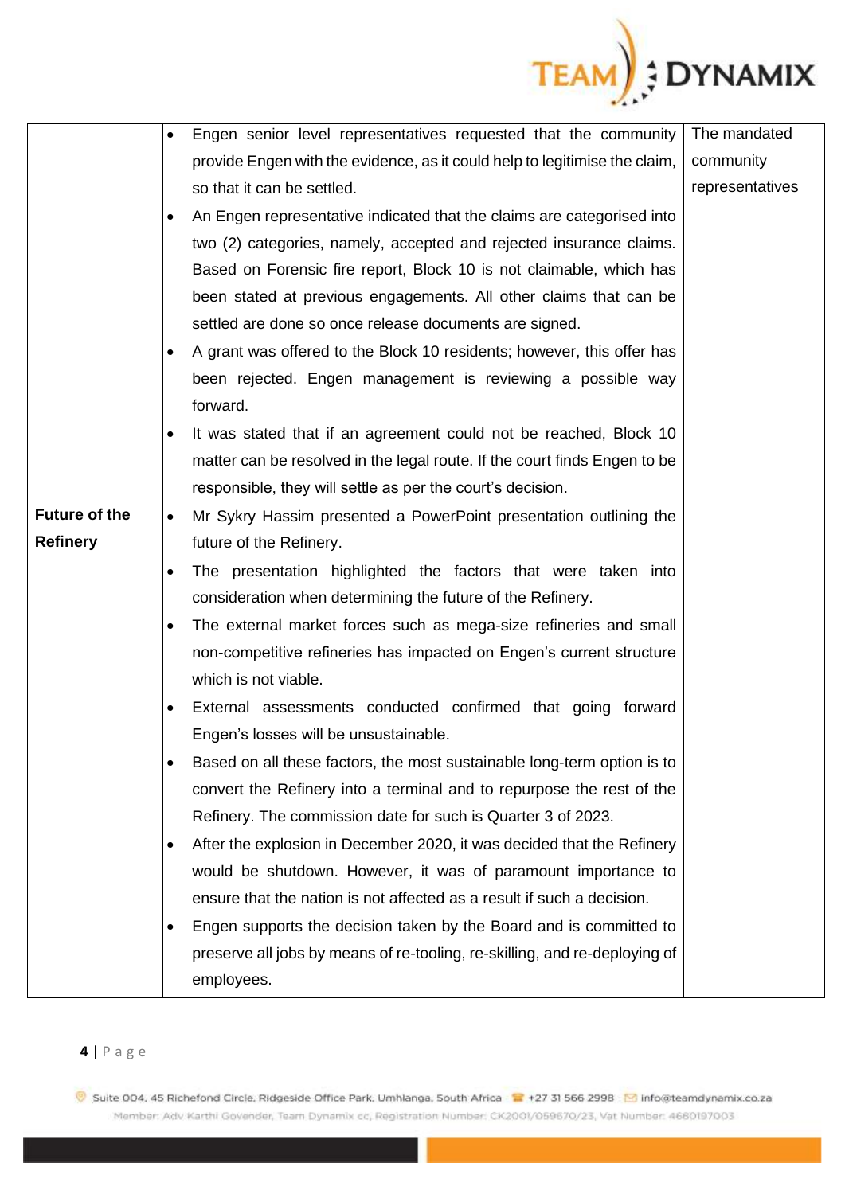| | | |
|---|---|---|
| | • Engen senior level representatives requested that the community provide Engen with the evidence, as it could help to legitimise the claim, so that it can be settled.<br>• An Engen representative indicated that the claims are categorised into two (2) categories, namely, accepted and rejected insurance claims. Based on Forensic fire report, Block 10 is not claimable, which has been stated at previous engagements. All other claims that can be settled are done so once release documents are signed.<br>• A grant was offered to the Block 10 residents; however, this offer has been rejected. Engen management is reviewing a possible way forward.<br>• It was stated that if an agreement could not be reached, Block 10 matter can be resolved in the legal route. If the court finds Engen to be responsible, they will settle as per the court's decision. | The mandated community representatives |
| **Future of the Refinery** | • Mr Sykry Hassim presented a PowerPoint presentation outlining the future of the Refinery.<br>• The presentation highlighted the factors that were taken into consideration when determining the future of the Refinery.<br>• The external market forces such as mega-size refineries and small non-competitive refineries has impacted on Engen's current structure which is not viable.<br>• External assessments conducted confirmed that going forward Engen's losses will be unsustainable.<br>• Based on all these factors, the most sustainable long-term option is to convert the Refinery into a terminal and to repurpose the rest of the Refinery. The commission date for such is Quarter 3 of 2023.<br>• After the explosion in December 2020, it was decided that the Refinery would be shutdown. However, it was of paramount importance to ensure that the nation is not affected as a result if such a decision.<br>• Engen supports the decision taken by the Board and is committed to preserve all jobs by means of re-tooling, re-skilling, and re-deploying of employees. | |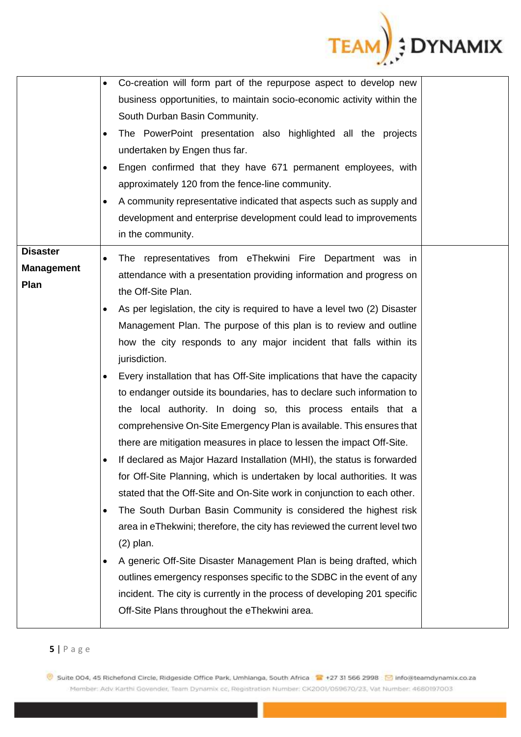| | | |
|---|---|---|
| | • Co-creation will form part of the repurpose aspect to develop new business opportunities, to maintain socio-economic activity within the South Durban Basin Community.<br>• The PowerPoint presentation also highlighted all the projects undertaken by Engen thus far.<br>• Engen confirmed that they have 671 permanent employees, with approximately 120 from the fence-line community.<br>• A community representative indicated that aspects such as supply and development and enterprise development could lead to improvements in the community. | |
| **Disaster Management Plan** | • The representatives from eThekwini Fire Department was in attendance with a presentation providing information and progress on the Off-Site Plan.<br>• As per legislation, the city is required to have a level two (2) Disaster Management Plan. The purpose of this plan is to review and outline how the city responds to any major incident that falls within its jurisdiction.<br>• Every installation that has Off-Site implications that have the capacity to endanger outside its boundaries, has to declare such information to the local authority. In doing so, this process entails that a comprehensive On-Site Emergency Plan is available. This ensures that there are mitigation measures in place to lessen the impact Off-Site.<br>• If declared as Major Hazard Installation (MHI), the status is forwarded for Off-Site Planning, which is undertaken by local authorities. It was stated that the Off-Site and On-Site work in conjunction to each other.<br>• The South Durban Basin Community is considered the highest risk area in eThekwini; therefore, the city has reviewed the current level two (2) plan.<br>• A generic Off-Site Disaster Management Plan is being drafted, which outlines emergency responses specific to the SDBC in the event of any incident. The city is currently in the process of developing 201 specific Off-Site Plans throughout the eThekwini area. | |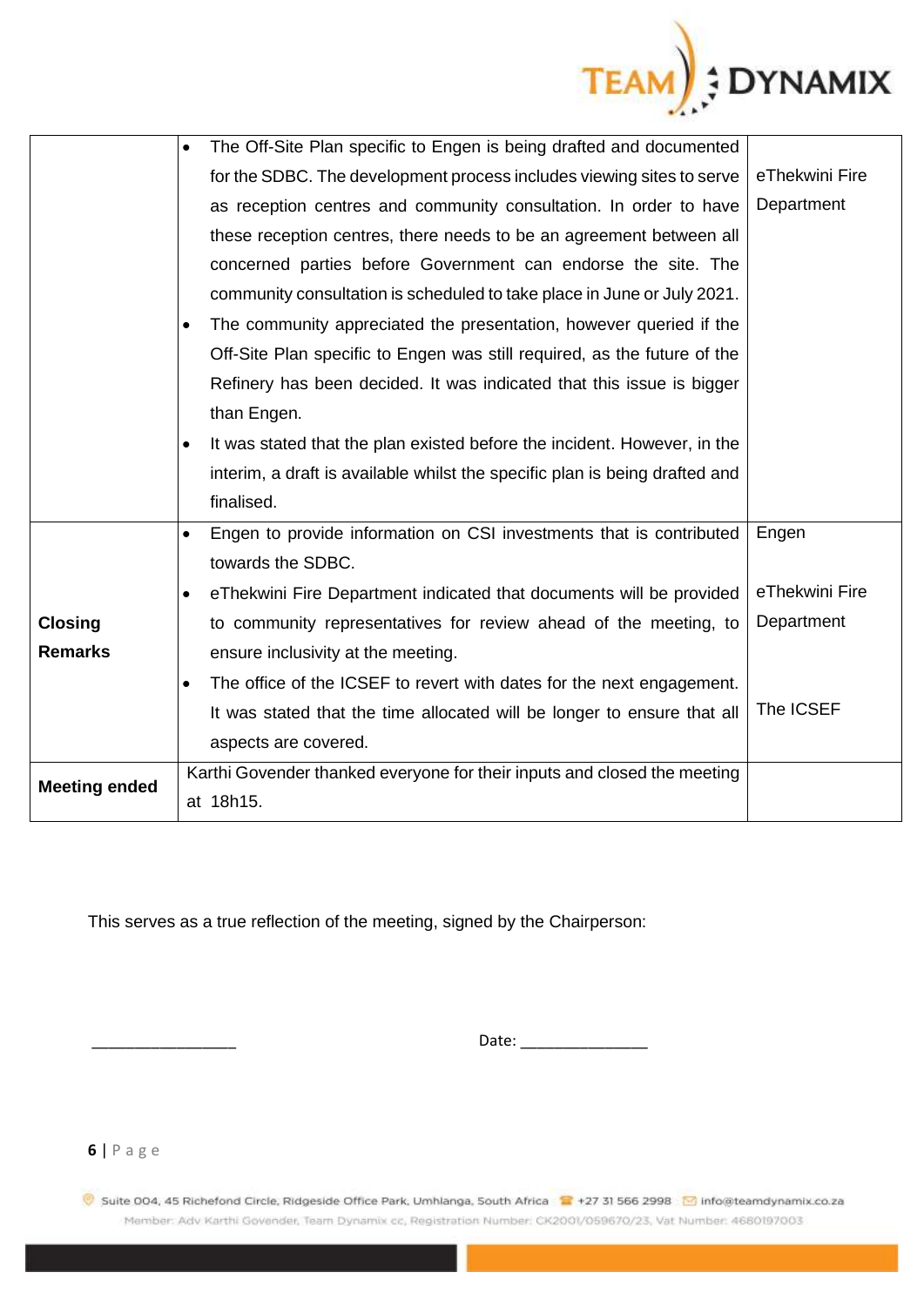| | | |
|---|---|---|
| | • The Off-Site Plan specific to Engen is being drafted and documented for the SDBC. The development process includes viewing sites to serve as reception centres and community consultation. In order to have these reception centres, there needs to be an agreement between all concerned parties before Government can endorse the site. The community consultation is scheduled to take place in June or July 2021.<br>• The community appreciated the presentation, however queried if the Off-Site Plan specific to Engen was still required, as the future of the Refinery has been decided. It was indicated that this issue is bigger than Engen.<br>• It was stated that the plan existed before the incident. However, in the interim, a draft is available whilst the specific plan is being drafted and finalised. | eThekwini Fire Department |
| **Closing Remarks** | • Engen to provide information on CSI investments that is contributed towards the SDBC.<br>• eThekwini Fire Department indicated that documents will be provided to community representatives for review ahead of the meeting, to ensure inclusivity at the meeting.<br>• The office of the ICSEF to revert with dates for the next engagement. It was stated that the time allocated will be longer to ensure that all aspects are covered. | Engen<br><br>eThekwini Fire Department<br><br>The ICSEF |
| **Meeting ended** | Karthi Govender thanked everyone for their inputs and closed the meeting at 18h15. | |

This serves as a true reflection of the meeting, signed by the Chairperson:

\_\_\_\_\_\_\_\_\_\_\_\_\_\_\_\_\_ Date: \_\_\_\_\_\_\_\_\_\_\_\_\_\_\_